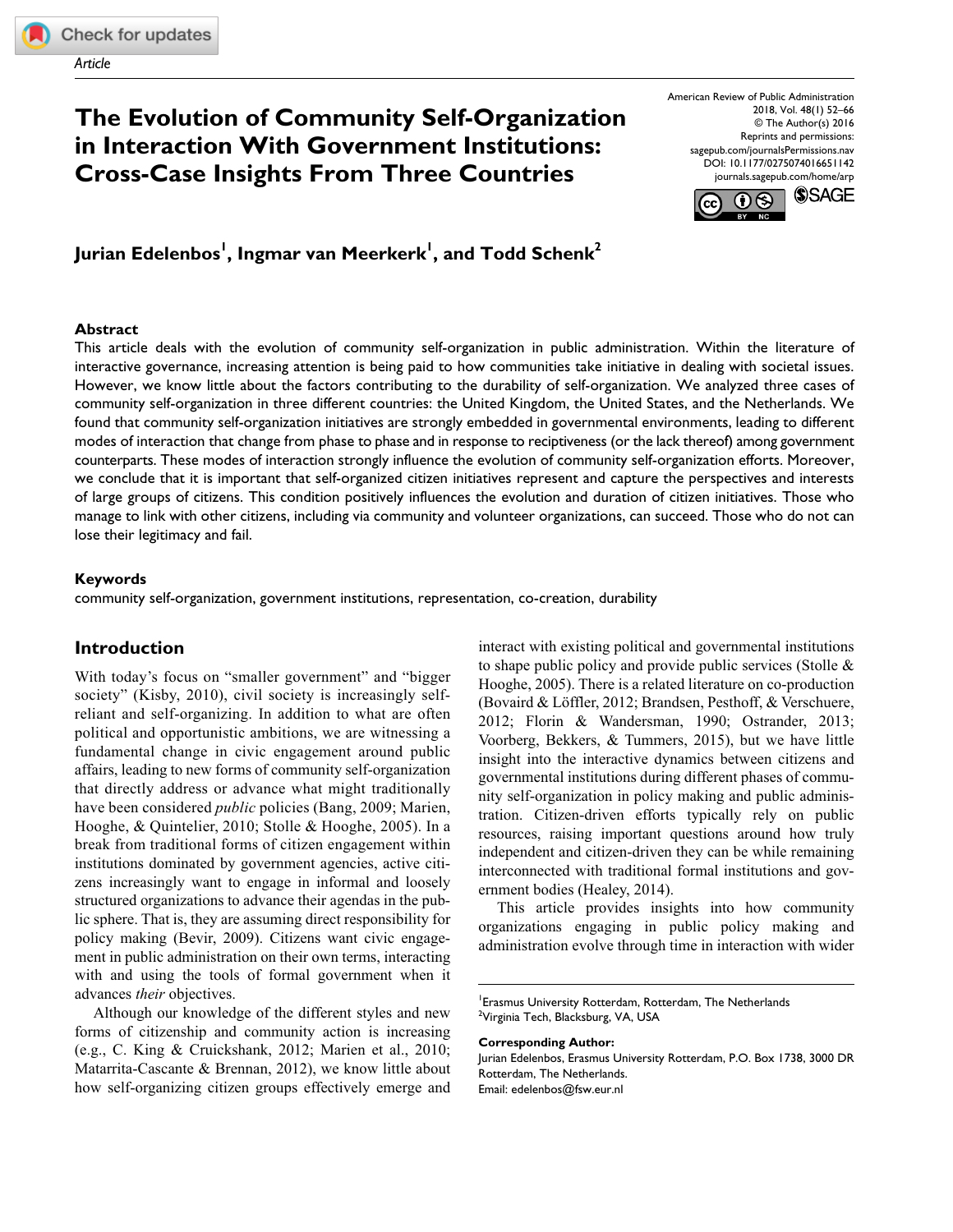Article

# The Evolution of Community Self-Organization in Interaction With Government Institutions: Cross-Case Insights From Three Countries

American Review of Public Administration
2018, Vol. 48(1) 52–66
© The Author(s) 2016
Reprints and permissions: sagepub.com/journalsPermissions.nav
DOI: 10.1177/0275074016651142
journals.sagepub.com/home/arp

**Jurian Edelenbos[1], Ingmar van Meerkerk[1], and Todd Schenk[2]**

## Abstract

This article deals with the evolution of community self-organization in public administration. Within the literature of interactive governance, increasing attention is being paid to how communities take initiative in dealing with societal issues. However, we know little about the factors contributing to the durability of self-organization. We analyzed three cases of community self-organization in three different countries: the United Kingdom, the United States, and the Netherlands. We found that community self-organization initiatives are strongly embedded in governmental environments, leading to different modes of interaction that change from phase to phase and in response to recipetiveness (or the lack thereof) among government counterparts. These modes of interaction strongly influence the evolution of community self-organization efforts. Moreover, we conclude that it is important that self-organized citizen initiatives represent and capture the perspectives and interests of large groups of citizens. This condition positively influences the evolution and duration of citizen initiatives. Those who manage to link with other citizens, including via community and volunteer organizations, can succeed. Those who do not can lose their legitimacy and fail.

### Keywords

community self-organization, government institutions, representation, co-creation, durability

## Introduction

With today's focus on "smaller government" and "bigger society" (Kisby, 2010), civil society is increasingly self-reliant and self-organizing. In addition to what are often political and opportunistic ambitions, we are witnessing a fundamental change in civic engagement around public affairs, leading to new forms of community self-organization that directly address or advance what might traditionally have been considered *public* policies (Bang, 2009; Marien, Hooghe, & Quintelier, 2010; Stolle & Hooghe, 2005). In a break from traditional forms of citizen engagement within institutions dominated by government agencies, active citizens increasingly want to engage in informal and loosely structured organizations to advance their agendas in the public sphere. That is, they are assuming direct responsibility for policy making (Bevir, 2009). Citizens want civic engagement in public administration on their own terms, interacting with and using the tools of formal government when it advances *their* objectives.

Although our knowledge of the different styles and new forms of citizenship and community action is increasing (e.g., C. King & Cruickshank, 2012; Marien et al., 2010; Matarrita-Cascante & Brennan, 2012), we know little about how self-organizing citizen groups effectively emerge and interact with existing political and governmental institutions to shape public policy and provide public services (Stolle & Hooghe, 2005). There is a related literature on co-production (Bovaird & Löffler, 2012; Brandsen, Pesthoff, & Verschuere, 2012; Florin & Wandersman, 1990; Ostrander, 2013; Voorberg, Bekkers, & Tummers, 2015), but we have little insight into the interactive dynamics between citizens and governmental institutions during different phases of community self-organization in policy making and public administration. Citizen-driven efforts typically rely on public resources, raising important questions around how truly independent and citizen-driven they can be while remaining interconnected with traditional formal institutions and government bodies (Healey, 2014).

This article provides insights into how community organizations engaging in public policy making and administration evolve through time in interaction with wider

[1]Erasmus University Rotterdam, Rotterdam, The Netherlands
[2]Virginia Tech, Blacksburg, VA, USA

**Corresponding Author:**
Jurian Edelenbos, Erasmus University Rotterdam, P.O. Box 1738, 3000 DR Rotterdam, The Netherlands.
Email: edelenbos@fsw.eur.nl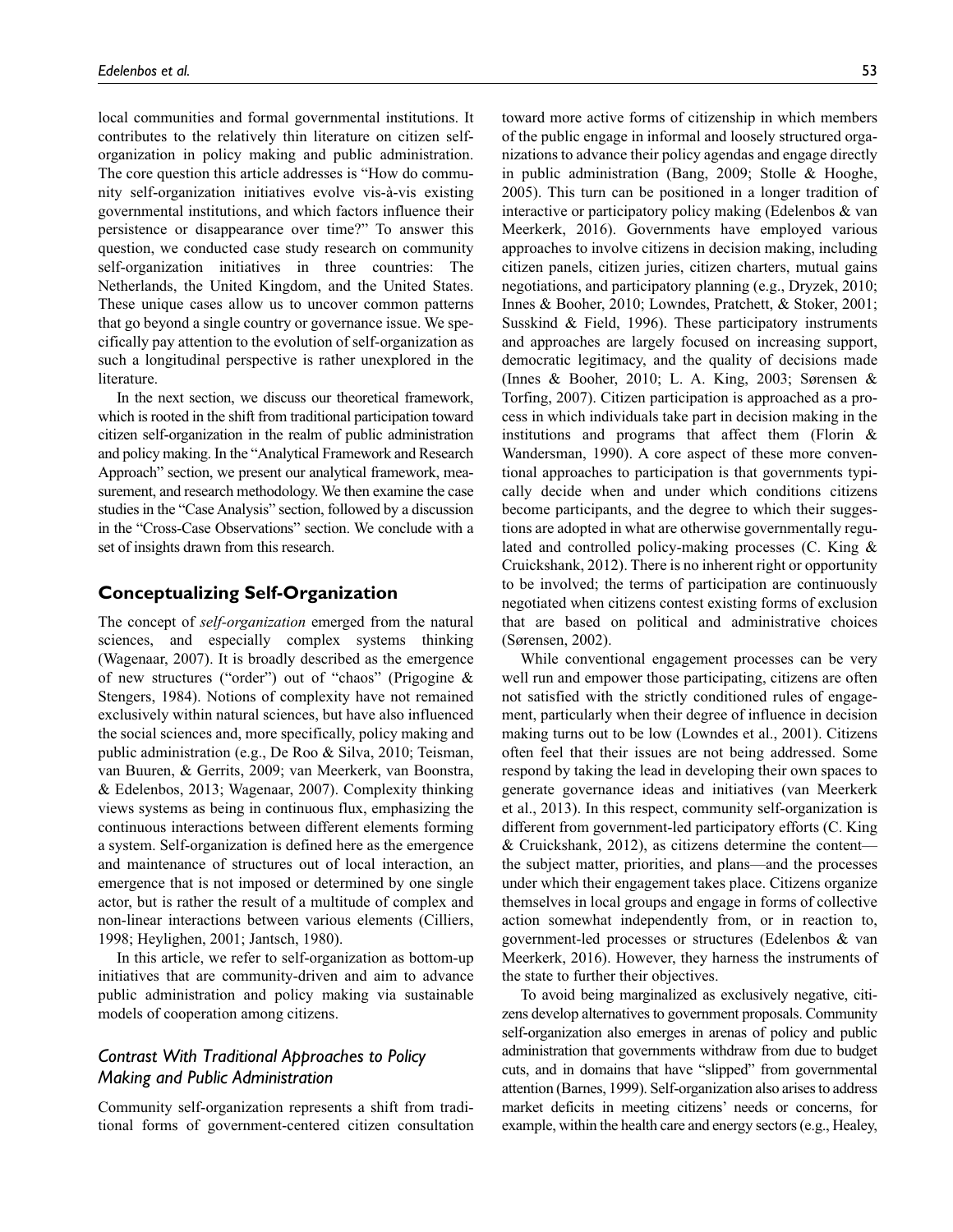local communities and formal governmental institutions. It contributes to the relatively thin literature on citizen self-organization in policy making and public administration. The core question this article addresses is "How do community self-organization initiatives evolve vis-à-vis existing governmental institutions, and which factors influence their persistence or disappearance over time?" To answer this question, we conducted case study research on community self-organization initiatives in three countries: The Netherlands, the United Kingdom, and the United States. These unique cases allow us to uncover common patterns that go beyond a single country or governance issue. We specifically pay attention to the evolution of self-organization as such a longitudinal perspective is rather unexplored in the literature.

In the next section, we discuss our theoretical framework, which is rooted in the shift from traditional participation toward citizen self-organization in the realm of public administration and policy making. In the "Analytical Framework and Research Approach" section, we present our analytical framework, measurement, and research methodology. We then examine the case studies in the "Case Analysis" section, followed by a discussion in the "Cross-Case Observations" section. We conclude with a set of insights drawn from this research.

## Conceptualizing Self-Organization

The concept of *self-organization* emerged from the natural sciences, and especially complex systems thinking (Wagenaar, 2007). It is broadly described as the emergence of new structures ("order") out of "chaos" (Prigogine & Stengers, 1984). Notions of complexity have not remained exclusively within natural sciences, but have also influenced the social sciences and, more specifically, policy making and public administration (e.g., De Roo & Silva, 2010; Teisman, van Buuren, & Gerrits, 2009; van Meerkerk, van Boonstra, & Edelenbos, 2013; Wagenaar, 2007). Complexity thinking views systems as being in continuous flux, emphasizing the continuous interactions between different elements forming a system. Self-organization is defined here as the emergence and maintenance of structures out of local interaction, an emergence that is not imposed or determined by one single actor, but is rather the result of a multitude of complex and non-linear interactions between various elements (Cilliers, 1998; Heylighen, 2001; Jantsch, 1980).

In this article, we refer to self-organization as bottom-up initiatives that are community-driven and aim to advance public administration and policy making via sustainable models of cooperation among citizens.

### Contrast With Traditional Approaches to Policy Making and Public Administration

Community self-organization represents a shift from traditional forms of government-centered citizen consultation toward more active forms of citizenship in which members of the public engage in informal and loosely structured organizations to advance their policy agendas and engage directly in public administration (Bang, 2009; Stolle & Hooghe, 2005). This turn can be positioned in a longer tradition of interactive or participatory policy making (Edelenbos & van Meerkerk, 2016). Governments have employed various approaches to involve citizens in decision making, including citizen panels, citizen juries, citizen charters, mutual gains negotiations, and participatory planning (e.g., Dryzek, 2010; Innes & Booher, 2010; Lowndes, Pratchett, & Stoker, 2001; Susskind & Field, 1996). These participatory instruments and approaches are largely focused on increasing support, democratic legitimacy, and the quality of decisions made (Innes & Booher, 2010; L. A. King, 2003; Sørensen & Torfing, 2007). Citizen participation is approached as a process in which individuals take part in decision making in the institutions and programs that affect them (Florin & Wandersman, 1990). A core aspect of these more conventional approaches to participation is that governments typically decide when and under which conditions citizens become participants, and the degree to which their suggestions are adopted in what are otherwise governmentally regulated and controlled policy-making processes (C. King & Cruickshank, 2012). There is no inherent right or opportunity to be involved; the terms of participation are continuously negotiated when citizens contest existing forms of exclusion that are based on political and administrative choices (Sørensen, 2002).

While conventional engagement processes can be very well run and empower those participating, citizens are often not satisfied with the strictly conditioned rules of engagement, particularly when their degree of influence in decision making turns out to be low (Lowndes et al., 2001). Citizens often feel that their issues are not being addressed. Some respond by taking the lead in developing their own spaces to generate governance ideas and initiatives (van Meerkerk et al., 2013). In this respect, community self-organization is different from government-led participatory efforts (C. King & Cruickshank, 2012), as citizens determine the content—the subject matter, priorities, and plans—and the processes under which their engagement takes place. Citizens organize themselves in local groups and engage in forms of collective action somewhat independently from, or in reaction to, government-led processes or structures (Edelenbos & van Meerkerk, 2016). However, they harness the instruments of the state to further their objectives.

To avoid being marginalized as exclusively negative, citizens develop alternatives to government proposals. Community self-organization also emerges in arenas of policy and public administration that governments withdraw from due to budget cuts, and in domains that have "slipped" from governmental attention (Barnes, 1999). Self-organization also arises to address market deficits in meeting citizens' needs or concerns, for example, within the health care and energy sectors (e.g., Healey,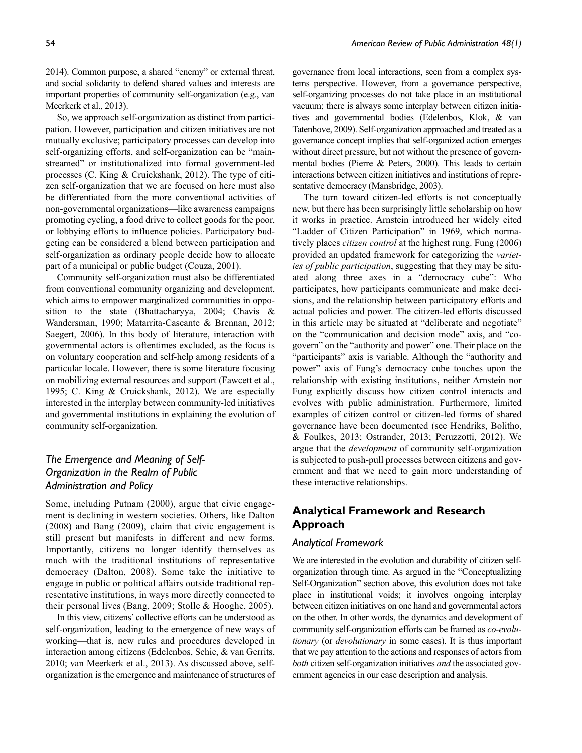2014). Common purpose, a shared "enemy" or external threat, and social solidarity to defend shared values and interests are important properties of community self-organization (e.g., van Meerkerk et al., 2013).

So, we approach self-organization as distinct from participation. However, participation and citizen initiatives are not mutually exclusive; participatory processes can develop into self-organizing efforts, and self-organization can be "mainstreamed" or institutionalized into formal government-led processes (C. King & Cruickshank, 2012). The type of citizen self-organization that we are focused on here must also be differentiated from the more conventional activities of non-governmental organizations—like awareness campaigns promoting cycling, a food drive to collect goods for the poor, or lobbying efforts to influence policies. Participatory budgeting can be considered a blend between participation and self-organization as ordinary people decide how to allocate part of a municipal or public budget (Couza, 2001).

Community self-organization must also be differentiated from conventional community organizing and development, which aims to empower marginalized communities in opposition to the state (Bhattacharyya, 2004; Chavis & Wandersman, 1990; Matarrita-Cascante & Brennan, 2012; Saegert, 2006). In this body of literature, interaction with governmental actors is oftentimes excluded, as the focus is on voluntary cooperation and self-help among residents of a particular locale. However, there is some literature focusing on mobilizing external resources and support (Fawcett et al., 1995; C. King & Cruickshank, 2012). We are especially interested in the interplay between community-led initiatives and governmental institutions in explaining the evolution of community self-organization.

### *The Emergence and Meaning of Self-Organization in the Realm of Public Administration and Policy*

Some, including Putnam (2000), argue that civic engagement is declining in western societies. Others, like Dalton (2008) and Bang (2009), claim that civic engagement is still present but manifests in different and new forms. Importantly, citizens no longer identify themselves as much with the traditional institutions of representative democracy (Dalton, 2008). Some take the initiative to engage in public or political affairs outside traditional representative institutions, in ways more directly connected to their personal lives (Bang, 2009; Stolle & Hooghe, 2005).

In this view, citizens' collective efforts can be understood as self-organization, leading to the emergence of new ways of working—that is, new rules and procedures developed in interaction among citizens (Edelenbos, Schie, & van Gerrits, 2010; van Meerkerk et al., 2013). As discussed above, self-organization is the emergence and maintenance of structures of governance from local interactions, seen from a complex systems perspective. However, from a governance perspective, self-organizing processes do not take place in an institutional vacuum; there is always some interplay between citizen initiatives and governmental bodies (Edelenbos, Klok, & van Tatenhove, 2009). Self-organization approached and treated as a governance concept implies that self-organized action emerges without direct pressure, but not without the presence of governmental bodies (Pierre & Peters, 2000). This leads to certain interactions between citizen initiatives and institutions of representative democracy (Mansbridge, 2003).

The turn toward citizen-led efforts is not conceptually new, but there has been surprisingly little scholarship on how it works in practice. Arnstein introduced her widely cited "Ladder of Citizen Participation" in 1969, which normatively places *citizen control* at the highest rung. Fung (2006) provided an updated framework for categorizing the *varieties of public participation*, suggesting that they may be situated along three axes in a "democracy cube": Who participates, how participants communicate and make decisions, and the relationship between participatory efforts and actual policies and power. The citizen-led efforts discussed in this article may be situated at "deliberate and negotiate" on the "communication and decision mode" axis, and "co-govern" on the "authority and power" one. Their place on the "participants" axis is variable. Although the "authority and power" axis of Fung's democracy cube touches upon the relationship with existing institutions, neither Arnstein nor Fung explicitly discuss how citizen control interacts and evolves with public administration. Furthermore, limited examples of citizen control or citizen-led forms of shared governance have been documented (see Hendriks, Bolitho, & Foulkes, 2013; Ostrander, 2013; Peruzzotti, 2012). We argue that the *development* of community self-organization is subjected to push-pull processes between citizens and government and that we need to gain more understanding of these interactive relationships.

## Analytical Framework and Research Approach

### *Analytical Framework*

We are interested in the evolution and durability of citizen self-organization through time. As argued in the "Conceptualizing Self-Organization" section above, this evolution does not take place in institutional voids; it involves ongoing interplay between citizen initiatives on one hand and governmental actors on the other. In other words, the dynamics and development of community self-organization efforts can be framed as *co-evolutionary* (or *devolutionary* in some cases). It is thus important that we pay attention to the actions and responses of actors from *both* citizen self-organization initiatives *and* the associated government agencies in our case description and analysis.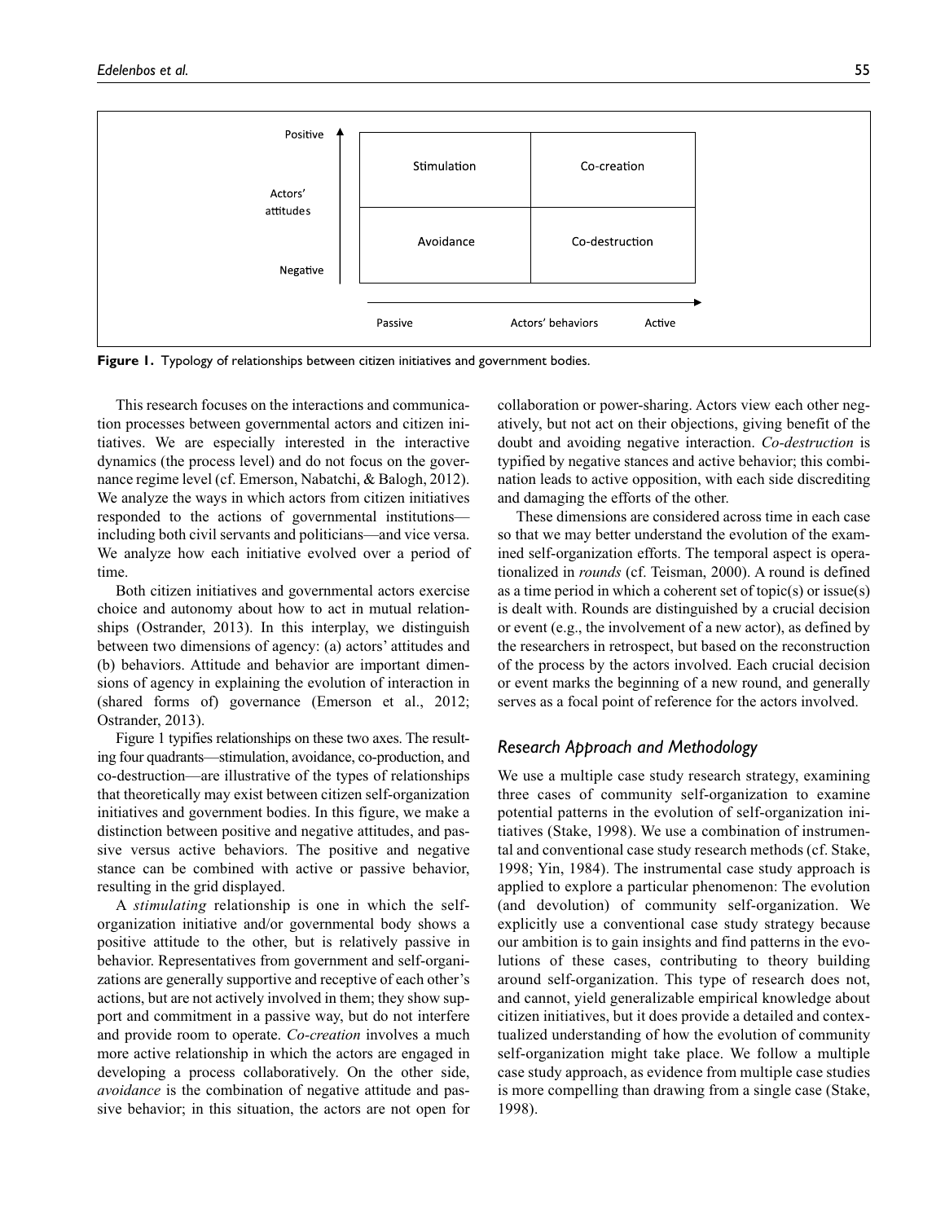| Actors' attitudes | Passive | Active |
|---|---|---|
| Positive | Stimulation | Co-creation |
| Negative | Avoidance | Co-destruction |

Actors' behaviors: Passive → Active

**Figure 1.** Typology of relationships between citizen initiatives and government bodies.

This research focuses on the interactions and communication processes between governmental actors and citizen initiatives. We are especially interested in the interactive dynamics (the process level) and do not focus on the governance regime level (cf. Emerson, Nabatchi, & Balogh, 2012). We analyze the ways in which actors from citizen initiatives responded to the actions of governmental institutions—including both civil servants and politicians—and vice versa. We analyze how each initiative evolved over a period of time.

Both citizen initiatives and governmental actors exercise choice and autonomy about how to act in mutual relationships (Ostrander, 2013). In this interplay, we distinguish between two dimensions of agency: (a) actors' attitudes and (b) behaviors. Attitude and behavior are important dimensions of agency in explaining the evolution of interaction in (shared forms of) governance (Emerson et al., 2012; Ostrander, 2013).

Figure 1 typifies relationships on these two axes. The resulting four quadrants—stimulation, avoidance, co-production, and co-destruction—are illustrative of the types of relationships that theoretically may exist between citizen self-organization initiatives and government bodies. In this figure, we make a distinction between positive and negative attitudes, and passive versus active behaviors. The positive and negative stance can be combined with active or passive behavior, resulting in the grid displayed.

A *stimulating* relationship is one in which the self-organization initiative and/or governmental body shows a positive attitude to the other, but is relatively passive in behavior. Representatives from government and self-organizations are generally supportive and receptive of each other's actions, but are not actively involved in them; they show support and commitment in a passive way, but do not interfere and provide room to operate. *Co-creation* involves a much more active relationship in which the actors are engaged in developing a process collaboratively. On the other side, *avoidance* is the combination of negative attitude and passive behavior; in this situation, the actors are not open for collaboration or power-sharing. Actors view each other negatively, but not act on their objections, giving benefit of the doubt and avoiding negative interaction. *Co-destruction* is typified by negative stances and active behavior; this combination leads to active opposition, with each side discrediting and damaging the efforts of the other.

These dimensions are considered across time in each case so that we may better understand the evolution of the examined self-organization efforts. The temporal aspect is operationalized in *rounds* (cf. Teisman, 2000). A round is defined as a time period in which a coherent set of topic(s) or issue(s) is dealt with. Rounds are distinguished by a crucial decision or event (e.g., the involvement of a new actor), as defined by the researchers in retrospect, but based on the reconstruction of the process by the actors involved. Each crucial decision or event marks the beginning of a new round, and generally serves as a focal point of reference for the actors involved.

## *Research Approach and Methodology*

We use a multiple case study research strategy, examining three cases of community self-organization to examine potential patterns in the evolution of self-organization initiatives (Stake, 1998). We use a combination of instrumental and conventional case study research methods (cf. Stake, 1998; Yin, 1984). The instrumental case study approach is applied to explore a particular phenomenon: The evolution (and devolution) of community self-organization. We explicitly use a conventional case study strategy because our ambition is to gain insights and find patterns in the evolutions of these cases, contributing to theory building around self-organization. This type of research does not, and cannot, yield generalizable empirical knowledge about citizen initiatives, but it does provide a detailed and contextualized understanding of how the evolution of community self-organization might take place. We follow a multiple case study approach, as evidence from multiple case studies is more compelling than drawing from a single case (Stake, 1998).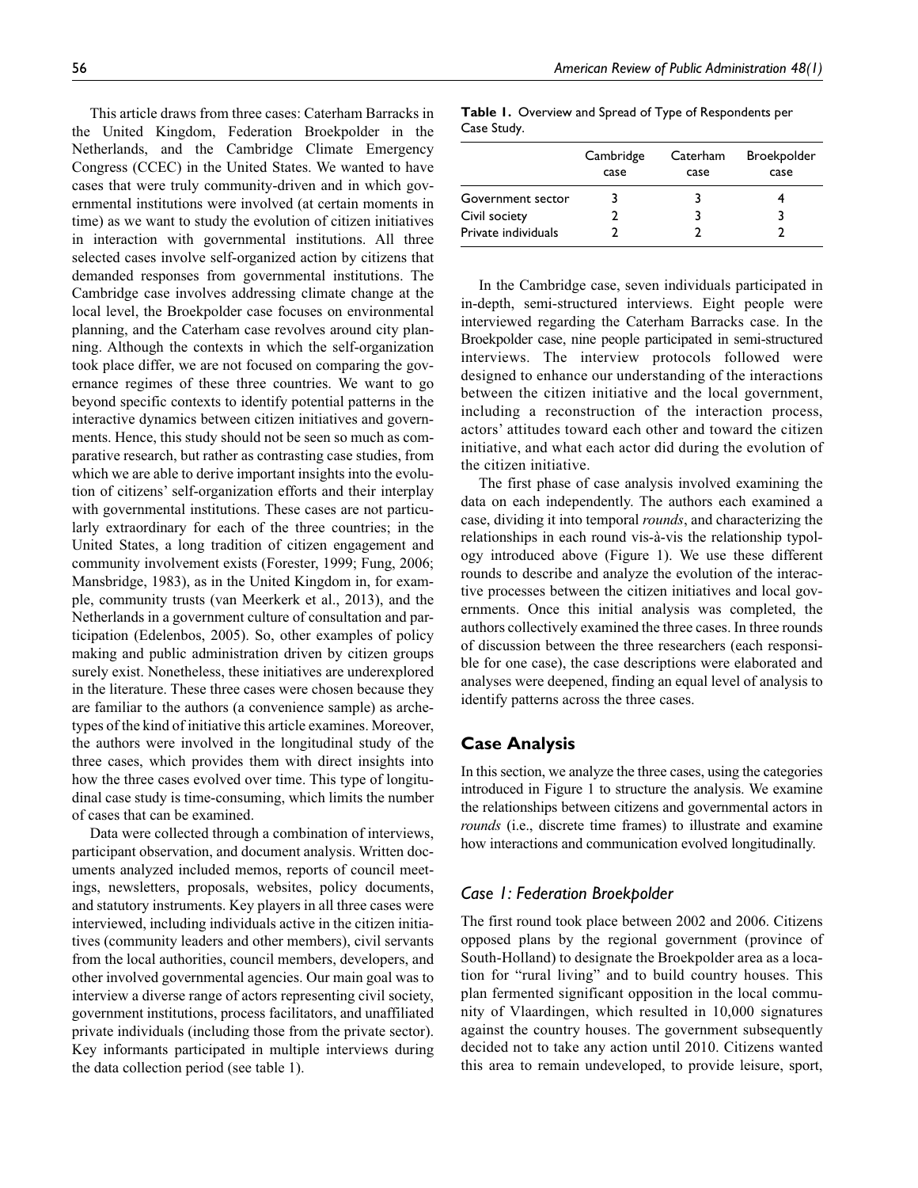This article draws from three cases: Caterham Barracks in the United Kingdom, Federation Broekpolder in the Netherlands, and the Cambridge Climate Emergency Congress (CCEC) in the United States. We wanted to have cases that were truly community-driven and in which governmental institutions were involved (at certain moments in time) as we want to study the evolution of citizen initiatives in interaction with governmental institutions. All three selected cases involve self-organized action by citizens that demanded responses from governmental institutions. The Cambridge case involves addressing climate change at the local level, the Broekpolder case focuses on environmental planning, and the Caterham case revolves around city planning. Although the contexts in which the self-organization took place differ, we are not focused on comparing the governance regimes of these three countries. We want to go beyond specific contexts to identify potential patterns in the interactive dynamics between citizen initiatives and governments. Hence, this study should not be seen so much as comparative research, but rather as contrasting case studies, from which we are able to derive important insights into the evolution of citizens' self-organization efforts and their interplay with governmental institutions. These cases are not particularly extraordinary for each of the three countries; in the United States, a long tradition of citizen engagement and community involvement exists (Forester, 1999; Fung, 2006; Mansbridge, 1983), as in the United Kingdom in, for example, community trusts (van Meerkerk et al., 2013), and the Netherlands in a government culture of consultation and participation (Edelenbos, 2005). So, other examples of policy making and public administration driven by citizen groups surely exist. Nonetheless, these initiatives are underexplored in the literature. These three cases were chosen because they are familiar to the authors (a convenience sample) as archetypes of the kind of initiative this article examines. Moreover, the authors were involved in the longitudinal study of the three cases, which provides them with direct insights into how the three cases evolved over time. This type of longitudinal case study is time-consuming, which limits the number of cases that can be examined.

Data were collected through a combination of interviews, participant observation, and document analysis. Written documents analyzed included memos, reports of council meetings, newsletters, proposals, websites, policy documents, and statutory instruments. Key players in all three cases were interviewed, including individuals active in the citizen initiatives (community leaders and other members), civil servants from the local authorities, council members, developers, and other involved governmental agencies. Our main goal was to interview a diverse range of actors representing civil society, government institutions, process facilitators, and unaffiliated private individuals (including those from the private sector). Key informants participated in multiple interviews during the data collection period (see table 1).

**Table 1.** Overview and Spread of Type of Respondents per Case Study.

| | Cambridge case | Caterham case | Broekpolder case |
|---|---|---|---|
| Government sector | 3 | 3 | 4 |
| Civil society | 2 | 3 | 3 |
| Private individuals | 2 | 2 | 2 |

In the Cambridge case, seven individuals participated in in-depth, semi-structured interviews. Eight people were interviewed regarding the Caterham Barracks case. In the Broekpolder case, nine people participated in semi-structured interviews. The interview protocols followed were designed to enhance our understanding of the interactions between the citizen initiative and the local government, including a reconstruction of the interaction process, actors' attitudes toward each other and toward the citizen initiative, and what each actor did during the evolution of the citizen initiative.

The first phase of case analysis involved examining the data on each independently. The authors each examined a case, dividing it into temporal *rounds*, and characterizing the relationships in each round vis-à-vis the relationship typology introduced above (Figure 1). We use these different rounds to describe and analyze the evolution of the interactive processes between the citizen initiatives and local governments. Once this initial analysis was completed, the authors collectively examined the three cases. In three rounds of discussion between the three researchers (each responsible for one case), the case descriptions were elaborated and analyses were deepened, finding an equal level of analysis to identify patterns across the three cases.

## Case Analysis

In this section, we analyze the three cases, using the categories introduced in Figure 1 to structure the analysis. We examine the relationships between citizens and governmental actors in *rounds* (i.e., discrete time frames) to illustrate and examine how interactions and communication evolved longitudinally.

### *Case 1: Federation Broekpolder*

The first round took place between 2002 and 2006. Citizens opposed plans by the regional government (province of South-Holland) to designate the Broekpolder area as a location for "rural living" and to build country houses. This plan fermented significant opposition in the local community of Vlaardingen, which resulted in 10,000 signatures against the country houses. The government subsequently decided not to take any action until 2010. Citizens wanted this area to remain undeveloped, to provide leisure, sport,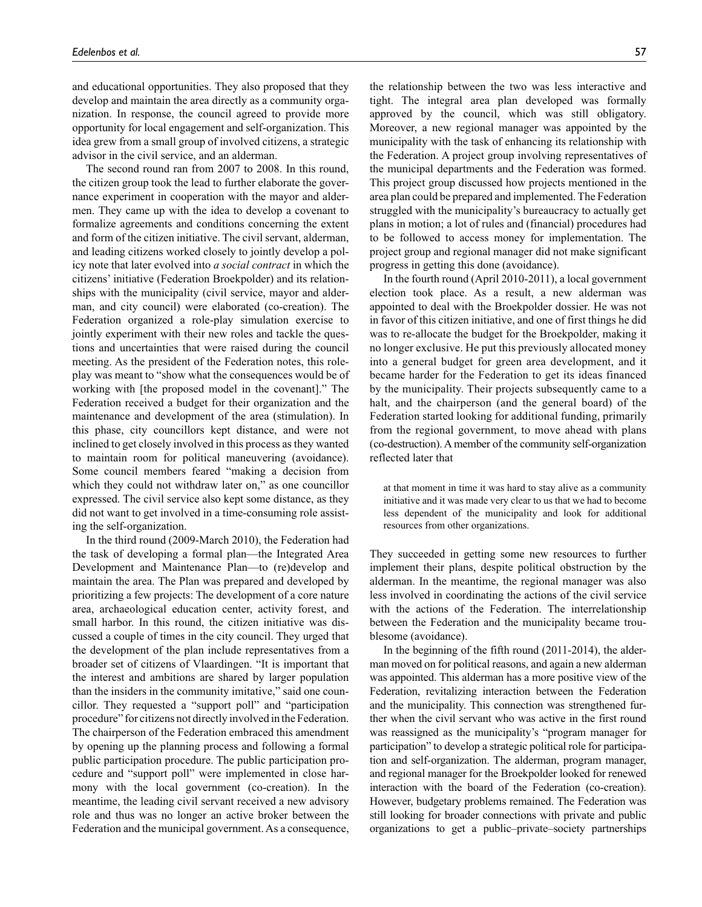and educational opportunities. They also proposed that they develop and maintain the area directly as a community organization. In response, the council agreed to provide more opportunity for local engagement and self-organization. This idea grew from a small group of involved citizens, a strategic advisor in the civil service, and an alderman.

The second round ran from 2007 to 2008. In this round, the citizen group took the lead to further elaborate the governance experiment in cooperation with the mayor and aldermen. They came up with the idea to develop a covenant to formalize agreements and conditions concerning the extent and form of the citizen initiative. The civil servant, alderman, and leading citizens worked closely to jointly develop a policy note that later evolved into *a social contract* in which the citizens' initiative (Federation Broekpolder) and its relationships with the municipality (civil service, mayor and alderman, and city council) were elaborated (co-creation). The Federation organized a role-play simulation exercise to jointly experiment with their new roles and tackle the questions and uncertainties that were raised during the council meeting. As the president of the Federation notes, this role-play was meant to "show what the consequences would be of working with [the proposed model in the covenant]." The Federation received a budget for their organization and the maintenance and development of the area (stimulation). In this phase, city councillors kept distance, and were not inclined to get closely involved in this process as they wanted to maintain room for political maneuvering (avoidance). Some council members feared "making a decision from which they could not withdraw later on," as one councillor expressed. The civil service also kept some distance, as they did not want to get involved in a time-consuming role assisting the self-organization.

In the third round (2009-March 2010), the Federation had the task of developing a formal plan—the Integrated Area Development and Maintenance Plan—to (re)develop and maintain the area. The Plan was prepared and developed by prioritizing a few projects: The development of a core nature area, archaeological education center, activity forest, and small harbor. In this round, the citizen initiative was discussed a couple of times in the city council. They urged that the development of the plan include representatives from a broader set of citizens of Vlaardingen. "It is important that the interest and ambitions are shared by larger population than the insiders in the community imitative," said one councillor. They requested a "support poll" and "participation procedure" for citizens not directly involved in the Federation. The chairperson of the Federation embraced this amendment by opening up the planning process and following a formal public participation procedure. The public participation procedure and "support poll" were implemented in close harmony with the local government (co-creation). In the meantime, the leading civil servant received a new advisory role and thus was no longer an active broker between the Federation and the municipal government. As a consequence, the relationship between the two was less interactive and tight. The integral area plan developed was formally approved by the council, which was still obligatory. Moreover, a new regional manager was appointed by the municipality with the task of enhancing its relationship with the Federation. A project group involving representatives of the municipal departments and the Federation was formed. This project group discussed how projects mentioned in the area plan could be prepared and implemented. The Federation struggled with the municipality's bureaucracy to actually get plans in motion; a lot of rules and (financial) procedures had to be followed to access money for implementation. The project group and regional manager did not make significant progress in getting this done (avoidance).

In the fourth round (April 2010-2011), a local government election took place. As a result, a new alderman was appointed to deal with the Broekpolder dossier. He was not in favor of this citizen initiative, and one of first things he did was to re-allocate the budget for the Broekpolder, making it no longer exclusive. He put this previously allocated money into a general budget for green area development, and it became harder for the Federation to get its ideas financed by the municipality. Their projects subsequently came to a halt, and the chairperson (and the general board) of the Federation started looking for additional funding, primarily from the regional government, to move ahead with plans (co-destruction). A member of the community self-organization reflected later that

> at that moment in time it was hard to stay alive as a community initiative and it was made very clear to us that we had to become less dependent of the municipality and look for additional resources from other organizations.

They succeeded in getting some new resources to further implement their plans, despite political obstruction by the alderman. In the meantime, the regional manager was also less involved in coordinating the actions of the civil service with the actions of the Federation. The interrelationship between the Federation and the municipality became troublesome (avoidance).

In the beginning of the fifth round (2011-2014), the alderman moved on for political reasons, and again a new alderman was appointed. This alderman has a more positive view of the Federation, revitalizing interaction between the Federation and the municipality. This connection was strengthened further when the civil servant who was active in the first round was reassigned as the municipality's "program manager for participation" to develop a strategic political role for participation and self-organization. The alderman, program manager, and regional manager for the Broekpolder looked for renewed interaction with the board of the Federation (co-creation). However, budgetary problems remained. The Federation was still looking for broader connections with private and public organizations to get a public–private–society partnerships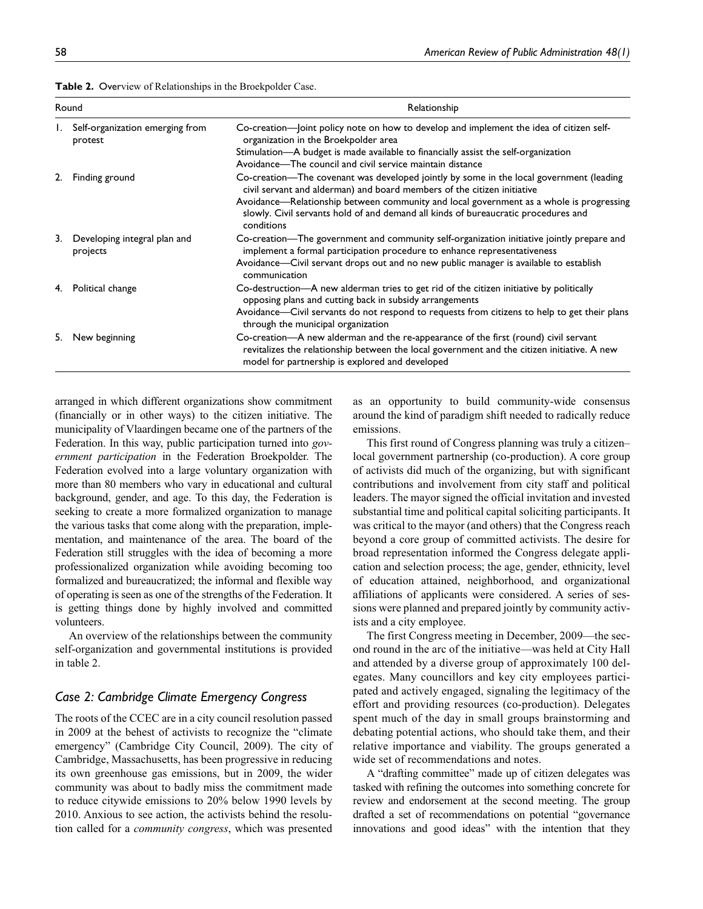**Table 2.** Overview of Relationships in the Broekpolder Case.

| Round | Relationship |
|---|---|
| 1. Self-organization emerging from protest | Co-creation—Joint policy note on how to develop and implement the idea of citizen self-organization in the Broekpolder area<br>Stimulation—A budget is made available to financially assist the self-organization<br>Avoidance—The council and civil service maintain distance |
| 2. Finding ground | Co-creation—The covenant was developed jointly by some in the local government (leading civil servant and alderman) and board members of the citizen initiative<br>Avoidance—Relationship between community and local government as a whole is progressing slowly. Civil servants hold of and demand all kinds of bureaucratic procedures and conditions |
| 3. Developing integral plan and projects | Co-creation—The government and community self-organization initiative jointly prepare and implement a formal participation procedure to enhance representativeness<br>Avoidance—Civil servant drops out and no new public manager is available to establish communication |
| 4. Political change | Co-destruction—A new alderman tries to get rid of the citizen initiative by politically opposing plans and cutting back in subsidy arrangements<br>Avoidance—Civil servants do not respond to requests from citizens to help to get their plans through the municipal organization |
| 5. New beginning | Co-creation—A new alderman and the re-appearance of the first (round) civil servant revitalizes the relationship between the local government and the citizen initiative. A new model for partnership is explored and developed |

arranged in which different organizations show commitment (financially or in other ways) to the citizen initiative. The municipality of Vlaardingen became one of the partners of the Federation. In this way, public participation turned into *government participation* in the Federation Broekpolder. The Federation evolved into a large voluntary organization with more than 80 members who vary in educational and cultural background, gender, and age. To this day, the Federation is seeking to create a more formalized organization to manage the various tasks that come along with the preparation, implementation, and maintenance of the area. The board of the Federation still struggles with the idea of becoming a more professionalized organization while avoiding becoming too formalized and bureaucratized; the informal and flexible way of operating is seen as one of the strengths of the Federation. It is getting things done by highly involved and committed volunteers.

An overview of the relationships between the community self-organization and governmental institutions is provided in table 2.

### *Case 2: Cambridge Climate Emergency Congress*

The roots of the CCEC are in a city council resolution passed in 2009 at the behest of activists to recognize the "climate emergency" (Cambridge City Council, 2009). The city of Cambridge, Massachusetts, has been progressive in reducing its own greenhouse gas emissions, but in 2009, the wider community was about to badly miss the commitment made to reduce citywide emissions to 20% below 1990 levels by 2010. Anxious to see action, the activists behind the resolution called for a *community congress*, which was presented as an opportunity to build community-wide consensus around the kind of paradigm shift needed to radically reduce emissions.

This first round of Congress planning was truly a citizen–local government partnership (co-production). A core group of activists did much of the organizing, but with significant contributions and involvement from city staff and political leaders. The mayor signed the official invitation and invested substantial time and political capital soliciting participants. It was critical to the mayor (and others) that the Congress reach beyond a core group of committed activists. The desire for broad representation informed the Congress delegate application and selection process; the age, gender, ethnicity, level of education attained, neighborhood, and organizational affiliations of applicants were considered. A series of sessions were planned and prepared jointly by community activists and a city employee.

The first Congress meeting in December, 2009—the second round in the arc of the initiative—was held at City Hall and attended by a diverse group of approximately 100 delegates. Many councillors and key city employees participated and actively engaged, signaling the legitimacy of the effort and providing resources (co-production). Delegates spent much of the day in small groups brainstorming and debating potential actions, who should take them, and their relative importance and viability. The groups generated a wide set of recommendations and notes.

A "drafting committee" made up of citizen delegates was tasked with refining the outcomes into something concrete for review and endorsement at the second meeting. The group drafted a set of recommendations on potential "governance innovations and good ideas" with the intention that they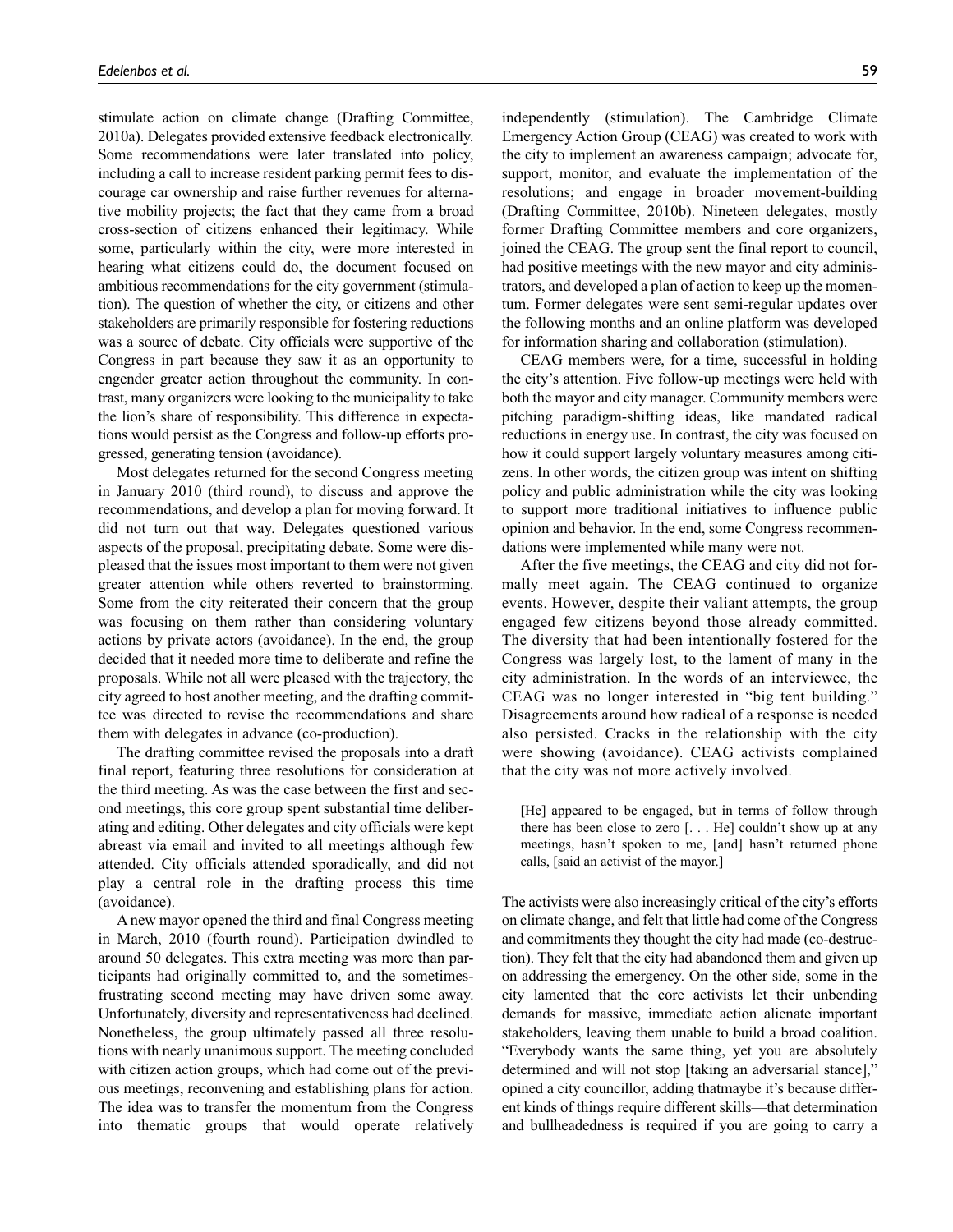stimulate action on climate change (Drafting Committee, 2010a). Delegates provided extensive feedback electronically. Some recommendations were later translated into policy, including a call to increase resident parking permit fees to discourage car ownership and raise further revenues for alternative mobility projects; the fact that they came from a broad cross-section of citizens enhanced their legitimacy. While some, particularly within the city, were more interested in hearing what citizens could do, the document focused on ambitious recommendations for the city government (stimulation). The question of whether the city, or citizens and other stakeholders are primarily responsible for fostering reductions was a source of debate. City officials were supportive of the Congress in part because they saw it as an opportunity to engender greater action throughout the community. In contrast, many organizers were looking to the municipality to take the lion's share of responsibility. This difference in expectations would persist as the Congress and follow-up efforts progressed, generating tension (avoidance).

Most delegates returned for the second Congress meeting in January 2010 (third round), to discuss and approve the recommendations, and develop a plan for moving forward. It did not turn out that way. Delegates questioned various aspects of the proposal, precipitating debate. Some were displeased that the issues most important to them were not given greater attention while others reverted to brainstorming. Some from the city reiterated their concern that the group was focusing on them rather than considering voluntary actions by private actors (avoidance). In the end, the group decided that it needed more time to deliberate and refine the proposals. While not all were pleased with the trajectory, the city agreed to host another meeting, and the drafting committee was directed to revise the recommendations and share them with delegates in advance (co-production).

The drafting committee revised the proposals into a draft final report, featuring three resolutions for consideration at the third meeting. As was the case between the first and second meetings, this core group spent substantial time deliberating and editing. Other delegates and city officials were kept abreast via email and invited to all meetings although few attended. City officials attended sporadically, and did not play a central role in the drafting process this time (avoidance).

A new mayor opened the third and final Congress meeting in March, 2010 (fourth round). Participation dwindled to around 50 delegates. This extra meeting was more than participants had originally committed to, and the sometimes-frustrating second meeting may have driven some away. Unfortunately, diversity and representativeness had declined. Nonetheless, the group ultimately passed all three resolutions with nearly unanimous support. The meeting concluded with citizen action groups, which had come out of the previous meetings, reconvening and establishing plans for action. The idea was to transfer the momentum from the Congress into thematic groups that would operate relatively independently (stimulation). The Cambridge Climate Emergency Action Group (CEAG) was created to work with the city to implement an awareness campaign; advocate for, support, monitor, and evaluate the implementation of the resolutions; and engage in broader movement-building (Drafting Committee, 2010b). Nineteen delegates, mostly former Drafting Committee members and core organizers, joined the CEAG. The group sent the final report to council, had positive meetings with the new mayor and city administrators, and developed a plan of action to keep up the momentum. Former delegates were sent semi-regular updates over the following months and an online platform was developed for information sharing and collaboration (stimulation).

CEAG members were, for a time, successful in holding the city's attention. Five follow-up meetings were held with both the mayor and city manager. Community members were pitching paradigm-shifting ideas, like mandated radical reductions in energy use. In contrast, the city was focused on how it could support largely voluntary measures among citizens. In other words, the citizen group was intent on shifting policy and public administration while the city was looking to support more traditional initiatives to influence public opinion and behavior. In the end, some Congress recommendations were implemented while many were not.

After the five meetings, the CEAG and city did not formally meet again. The CEAG continued to organize events. However, despite their valiant attempts, the group engaged few citizens beyond those already committed. The diversity that had been intentionally fostered for the Congress was largely lost, to the lament of many in the city administration. In the words of an interviewee, the CEAG was no longer interested in "big tent building." Disagreements around how radical of a response is needed also persisted. Cracks in the relationship with the city were showing (avoidance). CEAG activists complained that the city was not more actively involved.

> [He] appeared to be engaged, but in terms of follow through there has been close to zero [. . . He] couldn't show up at any meetings, hasn't spoken to me, [and] hasn't returned phone calls, [said an activist of the mayor.]

The activists were also increasingly critical of the city's efforts on climate change, and felt that little had come of the Congress and commitments they thought the city had made (co-destruction). They felt that the city had abandoned them and given up on addressing the emergency. On the other side, some in the city lamented that the core activists let their unbending demands for massive, immediate action alienate important stakeholders, leaving them unable to build a broad coalition. "Everybody wants the same thing, yet you are absolutely determined and will not stop [taking an adversarial stance]," opined a city councillor, adding thatmaybe it's because different kinds of things require different skills—that determination and bullheadedness is required if you are going to carry a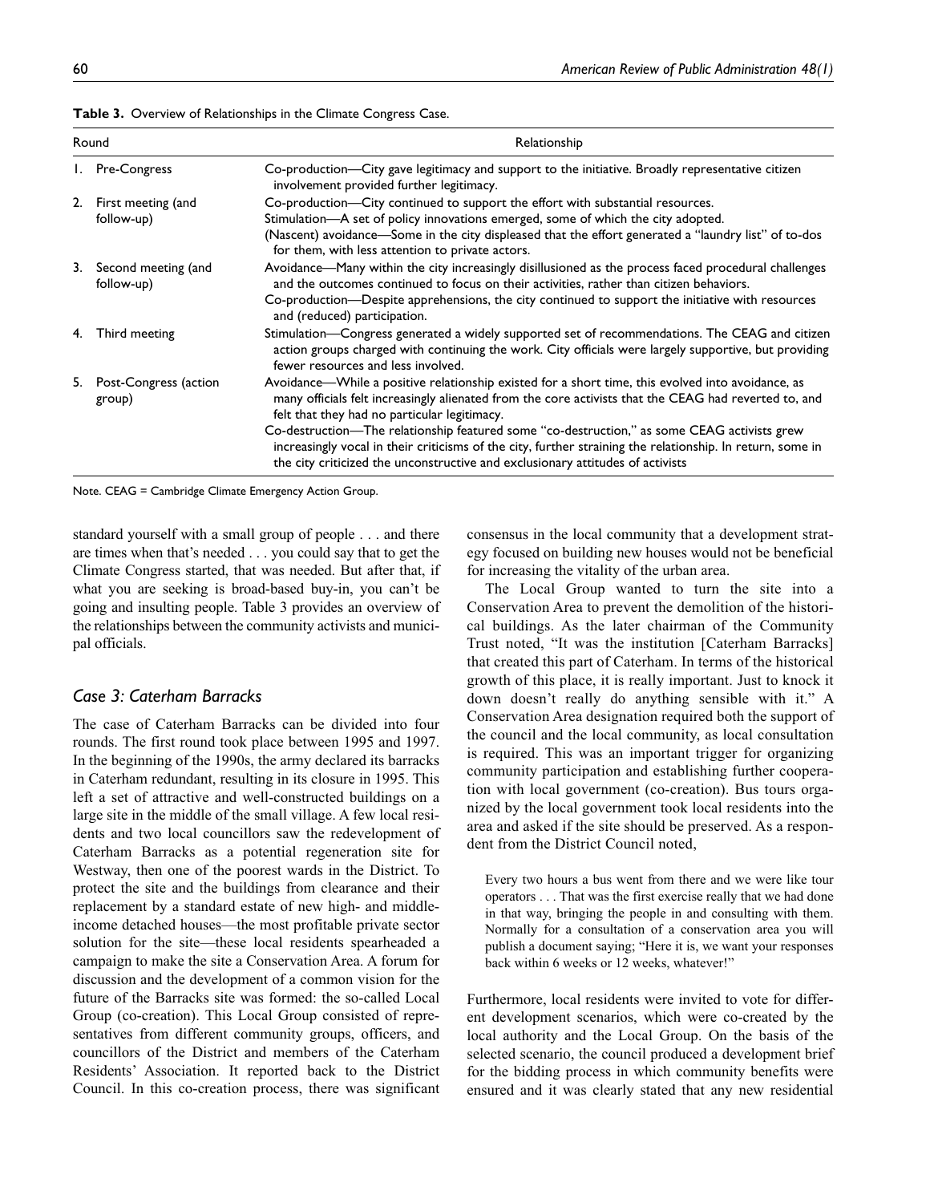**Table 3.** Overview of Relationships in the Climate Congress Case.

| Round | Relationship |
|---|---|
| 1. Pre-Congress | Co-production—City gave legitimacy and support to the initiative. Broadly representative citizen involvement provided further legitimacy. |
| 2. First meeting (and follow-up) | Co-production—City continued to support the effort with substantial resources.<br>Stimulation—A set of policy innovations emerged, some of which the city adopted.<br>(Nascent) avoidance—Some in the city displeased that the effort generated a "laundry list" of to-dos for them, with less attention to private actors. |
| 3. Second meeting (and follow-up) | Avoidance—Many within the city increasingly disillusioned as the process faced procedural challenges and the outcomes continued to focus on their activities, rather than citizen behaviors.<br>Co-production—Despite apprehensions, the city continued to support the initiative with resources and (reduced) participation. |
| 4. Third meeting | Stimulation—Congress generated a widely supported set of recommendations. The CEAG and citizen action groups charged with continuing the work. City officials were largely supportive, but providing fewer resources and less involved. |
| 5. Post-Congress (action group) | Avoidance—While a positive relationship existed for a short time, this evolved into avoidance, as many officials felt increasingly alienated from the core activists that the CEAG had reverted to, and felt that they had no particular legitimacy.<br>Co-destruction—The relationship featured some "co-destruction," as some CEAG activists grew increasingly vocal in their criticisms of the city, further straining the relationship. In return, some in the city criticized the unconstructive and exclusionary attitudes of activists |

Note. CEAG = Cambridge Climate Emergency Action Group.

standard yourself with a small group of people . . . and there are times when that's needed . . . you could say that to get the Climate Congress started, that was needed. But after that, if what you are seeking is broad-based buy-in, you can't be going and insulting people. Table 3 provides an overview of the relationships between the community activists and municipal officials.

### *Case 3: Caterham Barracks*

The case of Caterham Barracks can be divided into four rounds. The first round took place between 1995 and 1997. In the beginning of the 1990s, the army declared its barracks in Caterham redundant, resulting in its closure in 1995. This left a set of attractive and well-constructed buildings on a large site in the middle of the small village. A few local residents and two local councillors saw the redevelopment of Caterham Barracks as a potential regeneration site for Westway, then one of the poorest wards in the District. To protect the site and the buildings from clearance and their replacement by a standard estate of new high- and middle-income detached houses—the most profitable private sector solution for the site—these local residents spearheaded a campaign to make the site a Conservation Area. A forum for discussion and the development of a common vision for the future of the Barracks site was formed: the so-called Local Group (co-creation). This Local Group consisted of representatives from different community groups, officers, and councillors of the District and members of the Caterham Residents' Association. It reported back to the District Council. In this co-creation process, there was significant consensus in the local community that a development strategy focused on building new houses would not be beneficial for increasing the vitality of the urban area.

The Local Group wanted to turn the site into a Conservation Area to prevent the demolition of the historical buildings. As the later chairman of the Community Trust noted, "It was the institution [Caterham Barracks] that created this part of Caterham. In terms of the historical growth of this place, it is really important. Just to knock it down doesn't really do anything sensible with it." A Conservation Area designation required both the support of the council and the local community, as local consultation is required. This was an important trigger for organizing community participation and establishing further cooperation with local government (co-creation). Bus tours organized by the local government took local residents into the area and asked if the site should be preserved. As a respondent from the District Council noted,

> Every two hours a bus went from there and we were like tour operators . . . That was the first exercise really that we had done in that way, bringing the people in and consulting with them. Normally for a consultation of a conservation area you will publish a document saying; "Here it is, we want your responses back within 6 weeks or 12 weeks, whatever!"

Furthermore, local residents were invited to vote for different development scenarios, which were co-created by the local authority and the Local Group. On the basis of the selected scenario, the council produced a development brief for the bidding process in which community benefits were ensured and it was clearly stated that any new residential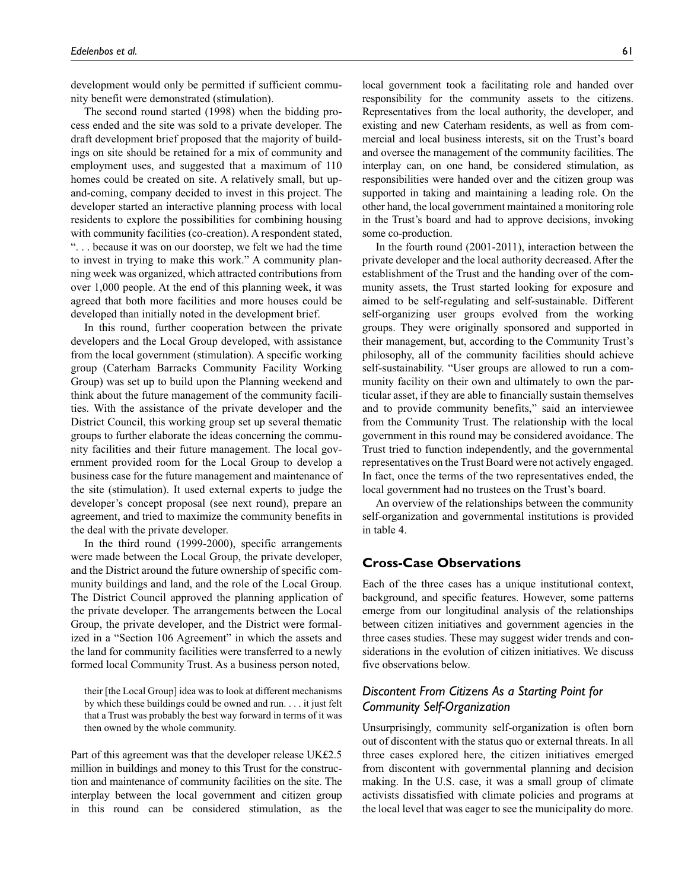development would only be permitted if sufficient community benefit were demonstrated (stimulation).

The second round started (1998) when the bidding process ended and the site was sold to a private developer. The draft development brief proposed that the majority of buildings on site should be retained for a mix of community and employment uses, and suggested that a maximum of 110 homes could be created on site. A relatively small, but up-and-coming, company decided to invest in this project. The developer started an interactive planning process with local residents to explore the possibilities for combining housing with community facilities (co-creation). A respondent stated, ". . . because it was on our doorstep, we felt we had the time to invest in trying to make this work." A community planning week was organized, which attracted contributions from over 1,000 people. At the end of this planning week, it was agreed that both more facilities and more houses could be developed than initially noted in the development brief.

In this round, further cooperation between the private developers and the Local Group developed, with assistance from the local government (stimulation). A specific working group (Caterham Barracks Community Facility Working Group) was set up to build upon the Planning weekend and think about the future management of the community facilities. With the assistance of the private developer and the District Council, this working group set up several thematic groups to further elaborate the ideas concerning the community facilities and their future management. The local government provided room for the Local Group to develop a business case for the future management and maintenance of the site (stimulation). It used external experts to judge the developer's concept proposal (see next round), prepare an agreement, and tried to maximize the community benefits in the deal with the private developer.

In the third round (1999-2000), specific arrangements were made between the Local Group, the private developer, and the District around the future ownership of specific community buildings and land, and the role of the Local Group. The District Council approved the planning application of the private developer. The arrangements between the Local Group, the private developer, and the District were formalized in a "Section 106 Agreement" in which the assets and the land for community facilities were transferred to a newly formed local Community Trust. As a business person noted,

> their [the Local Group] idea was to look at different mechanisms by which these buildings could be owned and run. . . . it just felt that a Trust was probably the best way forward in terms of it was then owned by the whole community.

Part of this agreement was that the developer release UK£2.5 million in buildings and money to this Trust for the construction and maintenance of community facilities on the site. The interplay between the local government and citizen group in this round can be considered stimulation, as the local government took a facilitating role and handed over responsibility for the community assets to the citizens. Representatives from the local authority, the developer, and existing and new Caterham residents, as well as from commercial and local business interests, sit on the Trust's board and oversee the management of the community facilities. The interplay can, on one hand, be considered stimulation, as responsibilities were handed over and the citizen group was supported in taking and maintaining a leading role. On the other hand, the local government maintained a monitoring role in the Trust's board and had to approve decisions, invoking some co-production.

In the fourth round (2001-2011), interaction between the private developer and the local authority decreased. After the establishment of the Trust and the handing over of the community assets, the Trust started looking for exposure and aimed to be self-regulating and self-sustainable. Different self-organizing user groups evolved from the working groups. They were originally sponsored and supported in their management, but, according to the Community Trust's philosophy, all of the community facilities should achieve self-sustainability. "User groups are allowed to run a community facility on their own and ultimately to own the particular asset, if they are able to financially sustain themselves and to provide community benefits," said an interviewee from the Community Trust. The relationship with the local government in this round may be considered avoidance. The Trust tried to function independently, and the governmental representatives on the Trust Board were not actively engaged. In fact, once the terms of the two representatives ended, the local government had no trustees on the Trust's board.

An overview of the relationships between the community self-organization and governmental institutions is provided in table 4.

## Cross-Case Observations

Each of the three cases has a unique institutional context, background, and specific features. However, some patterns emerge from our longitudinal analysis of the relationships between citizen initiatives and government agencies in the three cases studies. These may suggest wider trends and considerations in the evolution of citizen initiatives. We discuss five observations below.

### *Discontent From Citizens As a Starting Point for Community Self-Organization*

Unsurprisingly, community self-organization is often born out of discontent with the status quo or external threats. In all three cases explored here, the citizen initiatives emerged from discontent with governmental planning and decision making. In the U.S. case, it was a small group of climate activists dissatisfied with climate policies and programs at the local level that was eager to see the municipality do more.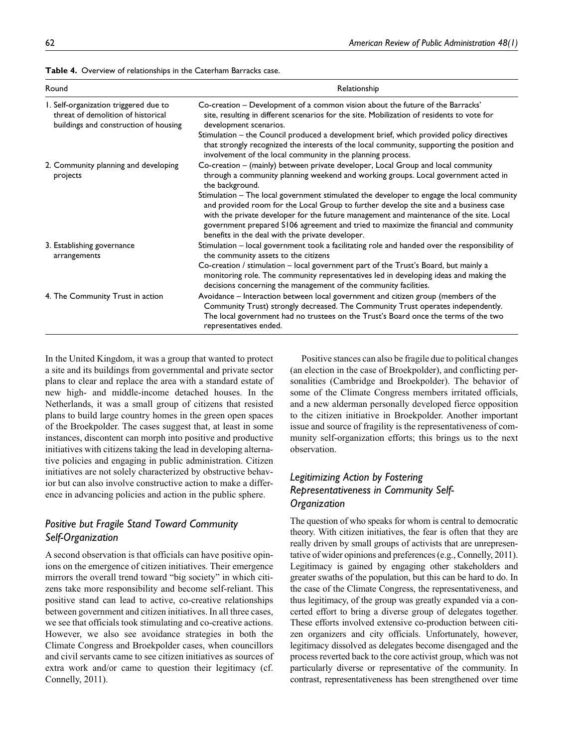**Table 4.** Overview of relationships in the Caterham Barracks case.

| Round | Relationship |
|---|---|
| 1. Self-organization triggered due to threat of demolition of historical buildings and construction of housing | Co-creation – Development of a common vision about the future of the Barracks' site, resulting in different scenarios for the site. Mobilization of residents to vote for development scenarios. |
| | Stimulation – the Council produced a development brief, which provided policy directives that strongly recognized the interests of the local community, supporting the position and involvement of the local community in the planning process. |
| 2. Community planning and developing projects | Co-creation – (mainly) between private developer, Local Group and local community through a community planning weekend and working groups. Local government acted in the background. |
| | Stimulation – The local government stimulated the developer to engage the local community and provided room for the Local Group to further develop the site and a business case with the private developer for the future management and maintenance of the site. Local government prepared S106 agreement and tried to maximize the financial and community benefits in the deal with the private developer. |
| 3. Establishing governance arrangements | Stimulation – local government took a facilitating role and handed over the responsibility of the community assets to the citizens |
| | Co-creation / stimulation – local government part of the Trust's Board, but mainly a monitoring role. The community representatives led in developing ideas and making the decisions concerning the management of the community facilities. |
| 4. The Community Trust in action | Avoidance – Interaction between local government and citizen group (members of the Community Trust) strongly decreased. The Community Trust operates independently. The local government had no trustees on the Trust's Board once the terms of the two representatives ended. |

In the United Kingdom, it was a group that wanted to protect a site and its buildings from governmental and private sector plans to clear and replace the area with a standard estate of new high- and middle-income detached houses. In the Netherlands, it was a small group of citizens that resisted plans to build large country homes in the green open spaces of the Broekpolder. The cases suggest that, at least in some instances, discontent can morph into positive and productive initiatives with citizens taking the lead in developing alternative policies and engaging in public administration. Citizen initiatives are not solely characterized by obstructive behavior but can also involve constructive action to make a difference in advancing policies and action in the public sphere.

## *Positive but Fragile Stand Toward Community Self-Organization*

A second observation is that officials can have positive opinions on the emergence of citizen initiatives. Their emergence mirrors the overall trend toward "big society" in which citizens take more responsibility and become self-reliant. This positive stand can lead to active, co-creative relationships between government and citizen initiatives. In all three cases, we see that officials took stimulating and co-creative actions. However, we also see avoidance strategies in both the Climate Congress and Broekpolder cases, when councillors and civil servants came to see citizen initiatives as sources of extra work and/or came to question their legitimacy (cf. Connelly, 2011).

Positive stances can also be fragile due to political changes (an election in the case of Broekpolder), and conflicting personalities (Cambridge and Broekpolder). The behavior of some of the Climate Congress members irritated officials, and a new alderman personally developed fierce opposition to the citizen initiative in Broekpolder. Another important issue and source of fragility is the representativeness of community self-organization efforts; this brings us to the next observation.

## *Legitimizing Action by Fostering Representativeness in Community Self-Organization*

The question of who speaks for whom is central to democratic theory. With citizen initiatives, the fear is often that they are really driven by small groups of activists that are unrepresentative of wider opinions and preferences (e.g., Connelly, 2011). Legitimacy is gained by engaging other stakeholders and greater swaths of the population, but this can be hard to do. In the case of the Climate Congress, the representativeness, and thus legitimacy, of the group was greatly expanded via a concerted effort to bring a diverse group of delegates together. These efforts involved extensive co-production between citizen organizers and city officials. Unfortunately, however, legitimacy dissolved as delegates become disengaged and the process reverted back to the core activist group, which was not particularly diverse or representative of the community. In contrast, representativeness has been strengthened over time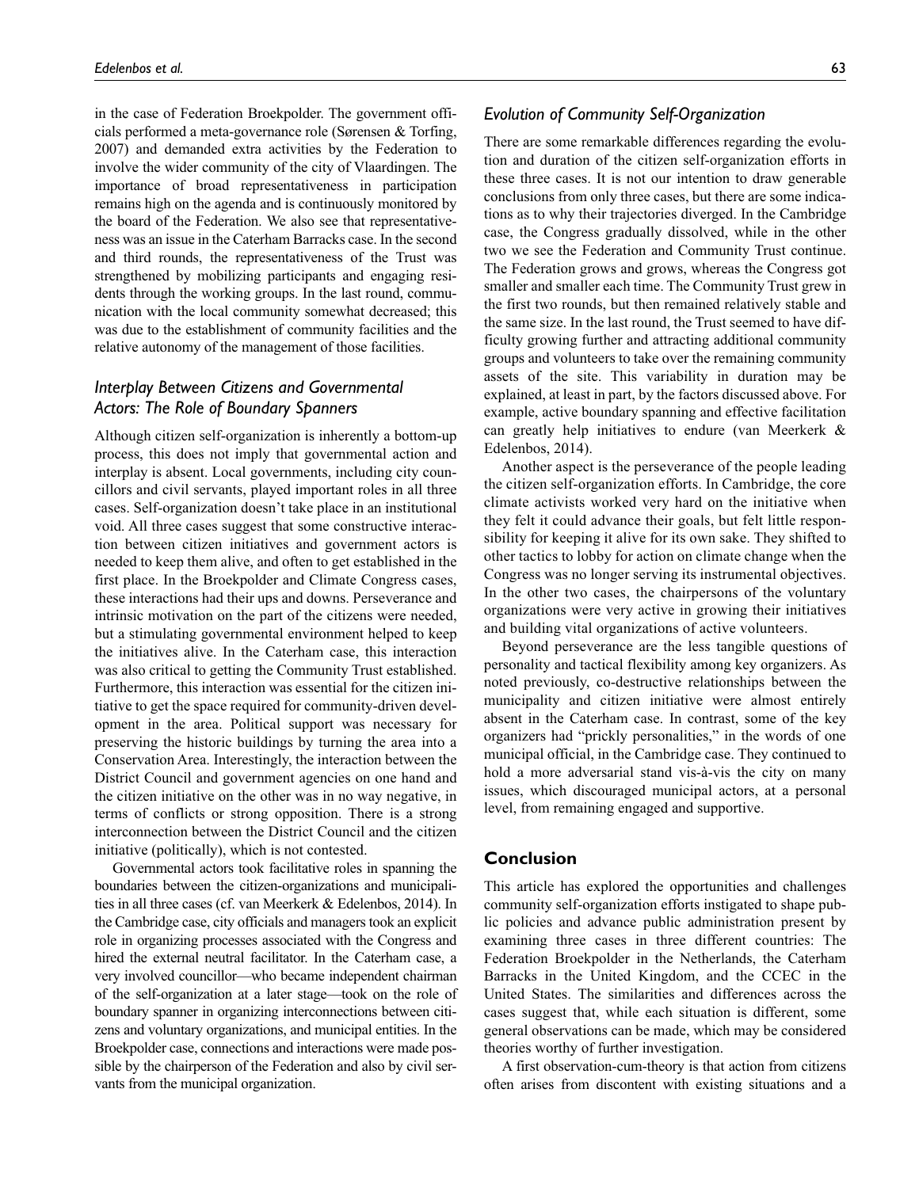in the case of Federation Broekpolder. The government officials performed a meta-governance role (Sørensen & Torfing, 2007) and demanded extra activities by the Federation to involve the wider community of the city of Vlaardingen. The importance of broad representativeness in participation remains high on the agenda and is continuously monitored by the board of the Federation. We also see that representativeness was an issue in the Caterham Barracks case. In the second and third rounds, the representativeness of the Trust was strengthened by mobilizing participants and engaging residents through the working groups. In the last round, communication with the local community somewhat decreased; this was due to the establishment of community facilities and the relative autonomy of the management of those facilities.

### *Interplay Between Citizens and Governmental Actors: The Role of Boundary Spanners*

Although citizen self-organization is inherently a bottom-up process, this does not imply that governmental action and interplay is absent. Local governments, including city councillors and civil servants, played important roles in all three cases. Self-organization doesn't take place in an institutional void. All three cases suggest that some constructive interaction between citizen initiatives and government actors is needed to keep them alive, and often to get established in the first place. In the Broekpolder and Climate Congress cases, these interactions had their ups and downs. Perseverance and intrinsic motivation on the part of the citizens were needed, but a stimulating governmental environment helped to keep the initiatives alive. In the Caterham case, this interaction was also critical to getting the Community Trust established. Furthermore, this interaction was essential for the citizen initiative to get the space required for community-driven development in the area. Political support was necessary for preserving the historic buildings by turning the area into a Conservation Area. Interestingly, the interaction between the District Council and government agencies on one hand and the citizen initiative on the other was in no way negative, in terms of conflicts or strong opposition. There is a strong interconnection between the District Council and the citizen initiative (politically), which is not contested.

Governmental actors took facilitative roles in spanning the boundaries between the citizen-organizations and municipalities in all three cases (cf. van Meerkerk & Edelenbos, 2014). In the Cambridge case, city officials and managers took an explicit role in organizing processes associated with the Congress and hired the external neutral facilitator. In the Caterham case, a very involved councillor—who became independent chairman of the self-organization at a later stage—took on the role of boundary spanner in organizing interconnections between citizens and voluntary organizations, and municipal entities. In the Broekpolder case, connections and interactions were made possible by the chairperson of the Federation and also by civil servants from the municipal organization.

### *Evolution of Community Self-Organization*

There are some remarkable differences regarding the evolution and duration of the citizen self-organization efforts in these three cases. It is not our intention to draw generable conclusions from only three cases, but there are some indications as to why their trajectories diverged. In the Cambridge case, the Congress gradually dissolved, while in the other two we see the Federation and Community Trust continue. The Federation grows and grows, whereas the Congress got smaller and smaller each time. The Community Trust grew in the first two rounds, but then remained relatively stable and the same size. In the last round, the Trust seemed to have difficulty growing further and attracting additional community groups and volunteers to take over the remaining community assets of the site. This variability in duration may be explained, at least in part, by the factors discussed above. For example, active boundary spanning and effective facilitation can greatly help initiatives to endure (van Meerkerk & Edelenbos, 2014).

Another aspect is the perseverance of the people leading the citizen self-organization efforts. In Cambridge, the core climate activists worked very hard on the initiative when they felt it could advance their goals, but felt little responsibility for keeping it alive for its own sake. They shifted to other tactics to lobby for action on climate change when the Congress was no longer serving its instrumental objectives. In the other two cases, the chairpersons of the voluntary organizations were very active in growing their initiatives and building vital organizations of active volunteers.

Beyond perseverance are the less tangible questions of personality and tactical flexibility among key organizers. As noted previously, co-destructive relationships between the municipality and citizen initiative were almost entirely absent in the Caterham case. In contrast, some of the key organizers had "prickly personalities," in the words of one municipal official, in the Cambridge case. They continued to hold a more adversarial stand vis-à-vis the city on many issues, which discouraged municipal actors, at a personal level, from remaining engaged and supportive.

## Conclusion

This article has explored the opportunities and challenges community self-organization efforts instigated to shape public policies and advance public administration present by examining three cases in three different countries: The Federation Broekpolder in the Netherlands, the Caterham Barracks in the United Kingdom, and the CCEC in the United States. The similarities and differences across the cases suggest that, while each situation is different, some general observations can be made, which may be considered theories worthy of further investigation.

A first observation-cum-theory is that action from citizens often arises from discontent with existing situations and a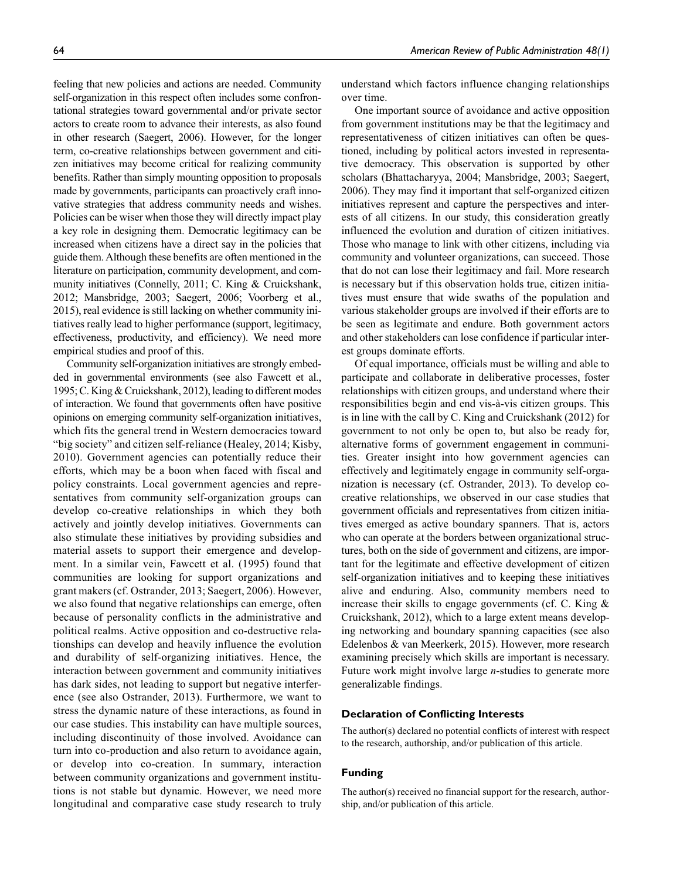feeling that new policies and actions are needed. Community self-organization in this respect often includes some confrontational strategies toward governmental and/or private sector actors to create room to advance their interests, as also found in other research (Saegert, 2006). However, for the longer term, co-creative relationships between government and citizen initiatives may become critical for realizing community benefits. Rather than simply mounting opposition to proposals made by governments, participants can proactively craft innovative strategies that address community needs and wishes. Policies can be wiser when those they will directly impact play a key role in designing them. Democratic legitimacy can be increased when citizens have a direct say in the policies that guide them. Although these benefits are often mentioned in the literature on participation, community development, and community initiatives (Connelly, 2011; C. King & Cruickshank, 2012; Mansbridge, 2003; Saegert, 2006; Voorberg et al., 2015), real evidence is still lacking on whether community initiatives really lead to higher performance (support, legitimacy, effectiveness, productivity, and efficiency). We need more empirical studies and proof of this.

Community self-organization initiatives are strongly embedded in governmental environments (see also Fawcett et al., 1995; C. King & Cruickshank, 2012), leading to different modes of interaction. We found that governments often have positive opinions on emerging community self-organization initiatives, which fits the general trend in Western democracies toward "big society" and citizen self-reliance (Healey, 2014; Kisby, 2010). Government agencies can potentially reduce their efforts, which may be a boon when faced with fiscal and policy constraints. Local government agencies and representatives from community self-organization groups can develop co-creative relationships in which they both actively and jointly develop initiatives. Governments can also stimulate these initiatives by providing subsidies and material assets to support their emergence and development. In a similar vein, Fawcett et al. (1995) found that communities are looking for support organizations and grant makers (cf. Ostrander, 2013; Saegert, 2006). However, we also found that negative relationships can emerge, often because of personality conflicts in the administrative and political realms. Active opposition and co-destructive relationships can develop and heavily influence the evolution and durability of self-organizing initiatives. Hence, the interaction between government and community initiatives has dark sides, not leading to support but negative interference (see also Ostrander, 2013). Furthermore, we want to stress the dynamic nature of these interactions, as found in our case studies. This instability can have multiple sources, including discontinuity of those involved. Avoidance can turn into co-production and also return to avoidance again, or develop into co-creation. In summary, interaction between community organizations and government institutions is not stable but dynamic. However, we need more longitudinal and comparative case study research to truly understand which factors influence changing relationships over time.

One important source of avoidance and active opposition from government institutions may be that the legitimacy and representativeness of citizen initiatives can often be questioned, including by political actors invested in representative democracy. This observation is supported by other scholars (Bhattacharyya, 2004; Mansbridge, 2003; Saegert, 2006). They may find it important that self-organized citizen initiatives represent and capture the perspectives and interests of all citizens. In our study, this consideration greatly influenced the evolution and duration of citizen initiatives. Those who manage to link with other citizens, including via community and volunteer organizations, can succeed. Those that do not can lose their legitimacy and fail. More research is necessary but if this observation holds true, citizen initiatives must ensure that wide swaths of the population and various stakeholder groups are involved if their efforts are to be seen as legitimate and endure. Both government actors and other stakeholders can lose confidence if particular interest groups dominate efforts.

Of equal importance, officials must be willing and able to participate and collaborate in deliberative processes, foster relationships with citizen groups, and understand where their responsibilities begin and end vis-à-vis citizen groups. This is in line with the call by C. King and Cruickshank (2012) for government to not only be open to, but also be ready for, alternative forms of government engagement in communities. Greater insight into how government agencies can effectively and legitimately engage in community self-organization is necessary (cf. Ostrander, 2013). To develop co-creative relationships, we observed in our case studies that government officials and representatives from citizen initiatives emerged as active boundary spanners. That is, actors who can operate at the borders between organizational structures, both on the side of government and citizens, are important for the legitimate and effective development of citizen self-organization initiatives and to keeping these initiatives alive and enduring. Also, community members need to increase their skills to engage governments (cf. C. King & Cruickshank, 2012), which to a large extent means developing networking and boundary spanning capacities (see also Edelenbos & van Meerkerk, 2015). However, more research examining precisely which skills are important is necessary. Future work might involve large *n*-studies to generate more generalizable findings.

### Declaration of Conflicting Interests

The author(s) declared no potential conflicts of interest with respect to the research, authorship, and/or publication of this article.

### Funding

The author(s) received no financial support for the research, authorship, and/or publication of this article.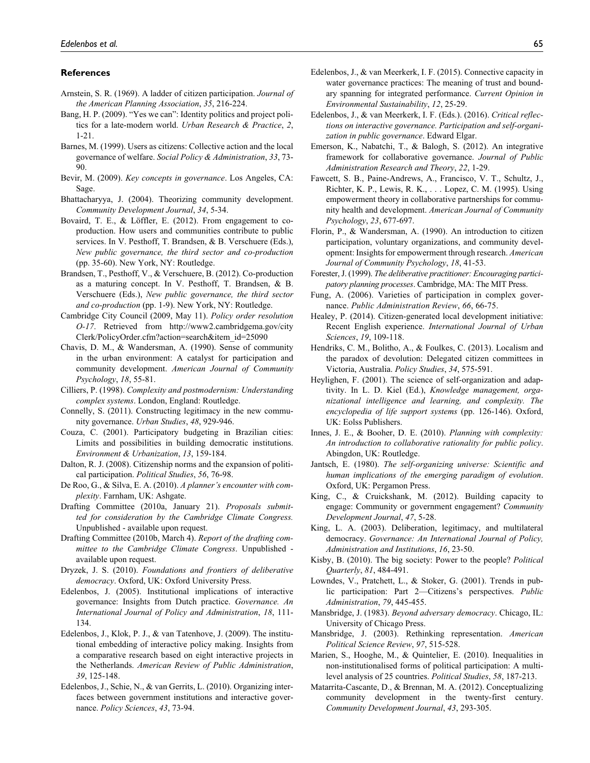## References

Arnstein, S. R. (1969). A ladder of citizen participation. *Journal of the American Planning Association*, *35*, 216-224.

Bang, H. P. (2009). "Yes we can": Identity politics and project politics for a late-modern world. *Urban Research & Practice*, *2*, 1-21.

Barnes, M. (1999). Users as citizens: Collective action and the local governance of welfare. *Social Policy & Administration*, *33*, 73-90.

Bevir, M. (2009). *Key concepts in governance*. Los Angeles, CA: Sage.

Bhattacharyya, J. (2004). Theorizing community development. *Community Development Journal*, *34*, 5-34.

Bovaird, T. E., & Löffler, E. (2012). From engagement to co-production. How users and communities contribute to public services. In V. Pesthoff, T. Brandsen, & B. Verschuere (Eds.), *New public governance, the third sector and co-production* (pp. 35-60). New York, NY: Routledge.

Brandsen, T., Pesthoff, V., & Verschuere, B. (2012). Co-production as a maturing concept. In V. Pesthoff, T. Brandsen, & B. Verschuere (Eds.), *New public governance, the third sector and co-production* (pp. 1-9). New York, NY: Routledge.

Cambridge City Council (2009, May 11). *Policy order resolution O-17*. Retrieved from http://www2.cambridgema.gov/cityClerk/PolicyOrder.cfm?action=search&item_id=25090

Chavis, D. M., & Wandersman, A. (1990). Sense of community in the urban environment: A catalyst for participation and community development. *American Journal of Community Psychology*, *18*, 55-81.

Cilliers, P. (1998). *Complexity and postmodernism: Understanding complex systems*. London, England: Routledge.

Connelly, S. (2011). Constructing legitimacy in the new community governance. *Urban Studies*, *48*, 929-946.

Couza, C. (2001). Participatory budgeting in Brazilian cities: Limits and possibilities in building democratic institutions. *Environment & Urbanization*, *13*, 159-184.

Dalton, R. J. (2008). Citizenship norms and the expansion of political participation. *Political Studies*, *56*, 76-98.

De Roo, G., & Silva, E. A. (2010). *A planner's encounter with complexity*. Farnham, UK: Ashgate.

Drafting Committee (2010a, January 21). *Proposals submitted for consideration by the Cambridge Climate Congress.* Unpublished - available upon request.

Drafting Committee (2010b, March 4). *Report of the drafting committee to the Cambridge Climate Congress*. Unpublished - available upon request.

Dryzek, J. S. (2010). *Foundations and frontiers of deliberative democracy*. Oxford, UK: Oxford University Press.

Edelenbos, J. (2005). Institutional implications of interactive governance: Insights from Dutch practice. *Governance. An International Journal of Policy and Administration*, *18*, 111-134.

Edelenbos, J., Klok, P. J., & van Tatenhove, J. (2009). The institutional embedding of interactive policy making. Insights from a comparative research based on eight interactive projects in the Netherlands. *American Review of Public Administration*, *39*, 125-148.

Edelenbos, J., Schie, N., & van Gerrits, L. (2010). Organizing interfaces between government institutions and interactive governance. *Policy Sciences*, *43*, 73-94.

Edelenbos, J., & van Meerkerk, I. F. (2015). Connective capacity in water governance practices: The meaning of trust and boundary spanning for integrated performance. *Current Opinion in Environmental Sustainability*, *12*, 25-29.

Edelenbos, J., & van Meerkerk, I. F. (Eds.). (2016). *Critical reflections on interactive governance. Participation and self-organization in public governance*. Edward Elgar.

Emerson, K., Nabatchi, T., & Balogh, S. (2012). An integrative framework for collaborative governance. *Journal of Public Administration Research and Theory*, *22*, 1-29.

Fawcett, S. B., Paine-Andrews, A., Francisco, V. T., Schultz, J., Richter, K. P., Lewis, R. K., . . . Lopez, C. M. (1995). Using empowerment theory in collaborative partnerships for community health and development. *American Journal of Community Psychology*, *23*, 677-697.

Florin, P., & Wandersman, A. (1990). An introduction to citizen participation, voluntary organizations, and community development: Insights for empowerment through research. *American Journal of Community Psychology*, *18*, 41-53.

Forester, J. (1999). *The deliberative practitioner: Encouraging participatory planning processes*. Cambridge, MA: The MIT Press.

Fung, A. (2006). Varieties of participation in complex governance. *Public Administration Review*, *66*, 66-75.

Healey, P. (2014). Citizen-generated local development initiative: Recent English experience. *International Journal of Urban Sciences*, *19*, 109-118.

Hendriks, C. M., Bolitho, A., & Foulkes, C. (2013). Localism and the paradox of devolution: Delegated citizen committees in Victoria, Australia. *Policy Studies*, *34*, 575-591.

Heylighen, F. (2001). The science of self-organization and adaptivity. In L. D. Kiel (Ed.), *Knowledge management, organizational intelligence and learning, and complexity. The encyclopedia of life support systems* (pp. 126-146). Oxford, UK: Eolss Publishers.

Innes, J. E., & Booher, D. E. (2010). *Planning with complexity: An introduction to collaborative rationality for public policy*. Abingdon, UK: Routledge.

Jantsch, E. (1980). *The self-organizing universe: Scientific and human implications of the emerging paradigm of evolution*. Oxford, UK: Pergamon Press.

King, C., & Cruickshank, M. (2012). Building capacity to engage: Community or government engagement? *Community Development Journal*, *47*, 5-28.

King, L. A. (2003). Deliberation, legitimacy, and multilateral democracy. *Governance: An International Journal of Policy, Administration and Institutions*, *16*, 23-50.

Kisby, B. (2010). The big society: Power to the people? *Political Quarterly*, *81*, 484-491.

Lowndes, V., Pratchett, L., & Stoker, G. (2001). Trends in public participation: Part 2—Citizens's perspectives. *Public Administration*, *79*, 445-455.

Mansbridge, J. (1983). *Beyond adversary democracy*. Chicago, IL: University of Chicago Press.

Mansbridge, J. (2003). Rethinking representation. *American Political Science Review*, *97*, 515-528.

Marien, S., Hooghe, M., & Quintelier, E. (2010). Inequalities in non-institutionalised forms of political participation: A multi-level analysis of 25 countries. *Political Studies*, *58*, 187-213.

Matarrita-Cascante, D., & Brennan, M. A. (2012). Conceptualizing community development in the twenty-first century. *Community Development Journal*, *43*, 293-305.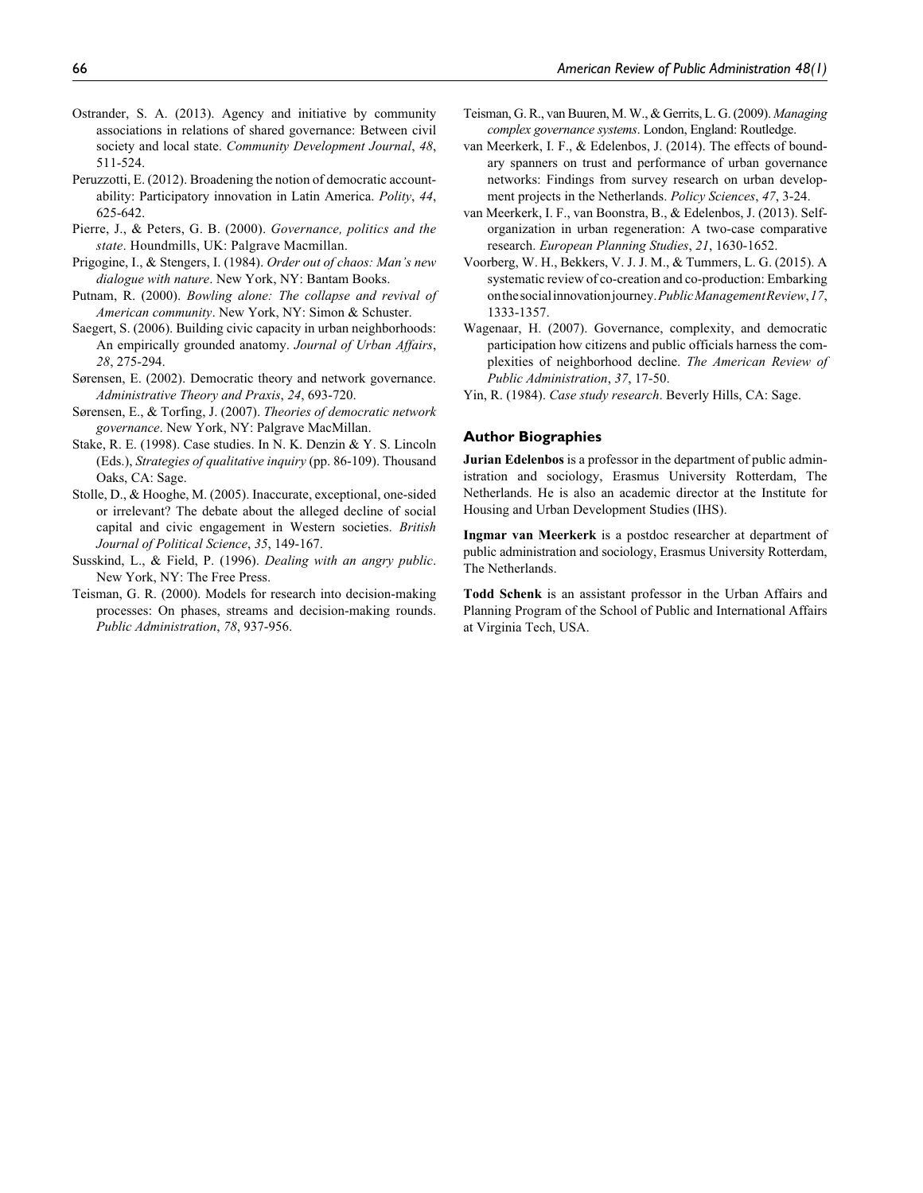Ostrander, S. A. (2013). Agency and initiative by community associations in relations of shared governance: Between civil society and local state. *Community Development Journal*, *48*, 511-524.

Peruzzotti, E. (2012). Broadening the notion of democratic accountability: Participatory innovation in Latin America. *Polity*, *44*, 625-642.

Pierre, J., & Peters, G. B. (2000). *Governance, politics and the state*. Houndmills, UK: Palgrave Macmillan.

Prigogine, I., & Stengers, I. (1984). *Order out of chaos: Man's new dialogue with nature*. New York, NY: Bantam Books.

Putnam, R. (2000). *Bowling alone: The collapse and revival of American community*. New York, NY: Simon & Schuster.

Saegert, S. (2006). Building civic capacity in urban neighborhoods: An empirically grounded anatomy. *Journal of Urban Affairs*, *28*, 275-294.

Sørensen, E. (2002). Democratic theory and network governance. *Administrative Theory and Praxis*, *24*, 693-720.

Sørensen, E., & Torfing, J. (2007). *Theories of democratic network governance*. New York, NY: Palgrave MacMillan.

Stake, R. E. (1998). Case studies. In N. K. Denzin & Y. S. Lincoln (Eds.), *Strategies of qualitative inquiry* (pp. 86-109). Thousand Oaks, CA: Sage.

Stolle, D., & Hooghe, M. (2005). Inaccurate, exceptional, one-sided or irrelevant? The debate about the alleged decline of social capital and civic engagement in Western societies. *British Journal of Political Science*, *35*, 149-167.

Susskind, L., & Field, P. (1996). *Dealing with an angry public*. New York, NY: The Free Press.

Teisman, G. R. (2000). Models for research into decision-making processes: On phases, streams and decision-making rounds. *Public Administration*, *78*, 937-956.

Teisman, G. R., van Buuren, M. W., & Gerrits, L. G. (2009). *Managing complex governance systems*. London, England: Routledge.

van Meerkerk, I. F., & Edelenbos, J. (2014). The effects of boundary spanners on trust and performance of urban governance networks: Findings from survey research on urban development projects in the Netherlands. *Policy Sciences*, *47*, 3-24.

van Meerkerk, I. F., van Boonstra, B., & Edelenbos, J. (2013). Self-organization in urban regeneration: A two-case comparative research. *European Planning Studies*, *21*, 1630-1652.

Voorberg, W. H., Bekkers, V. J. J. M., & Tummers, L. G. (2015). A systematic review of co-creation and co-production: Embarking on the social innovation journey. *Public Management Review*, *17*, 1333-1357.

Wagenaar, H. (2007). Governance, complexity, and democratic participation how citizens and public officials harness the complexities of neighborhood decline. *The American Review of Public Administration*, *37*, 17-50.

Yin, R. (1984). *Case study research*. Beverly Hills, CA: Sage.

## Author Biographies

**Jurian Edelenbos** is a professor in the department of public administration and sociology, Erasmus University Rotterdam, The Netherlands. He is also an academic director at the Institute for Housing and Urban Development Studies (IHS).

**Ingmar van Meerkerk** is a postdoc researcher at department of public administration and sociology, Erasmus University Rotterdam, The Netherlands.

**Todd Schenk** is an assistant professor in the Urban Affairs and Planning Program of the School of Public and International Affairs at Virginia Tech, USA.